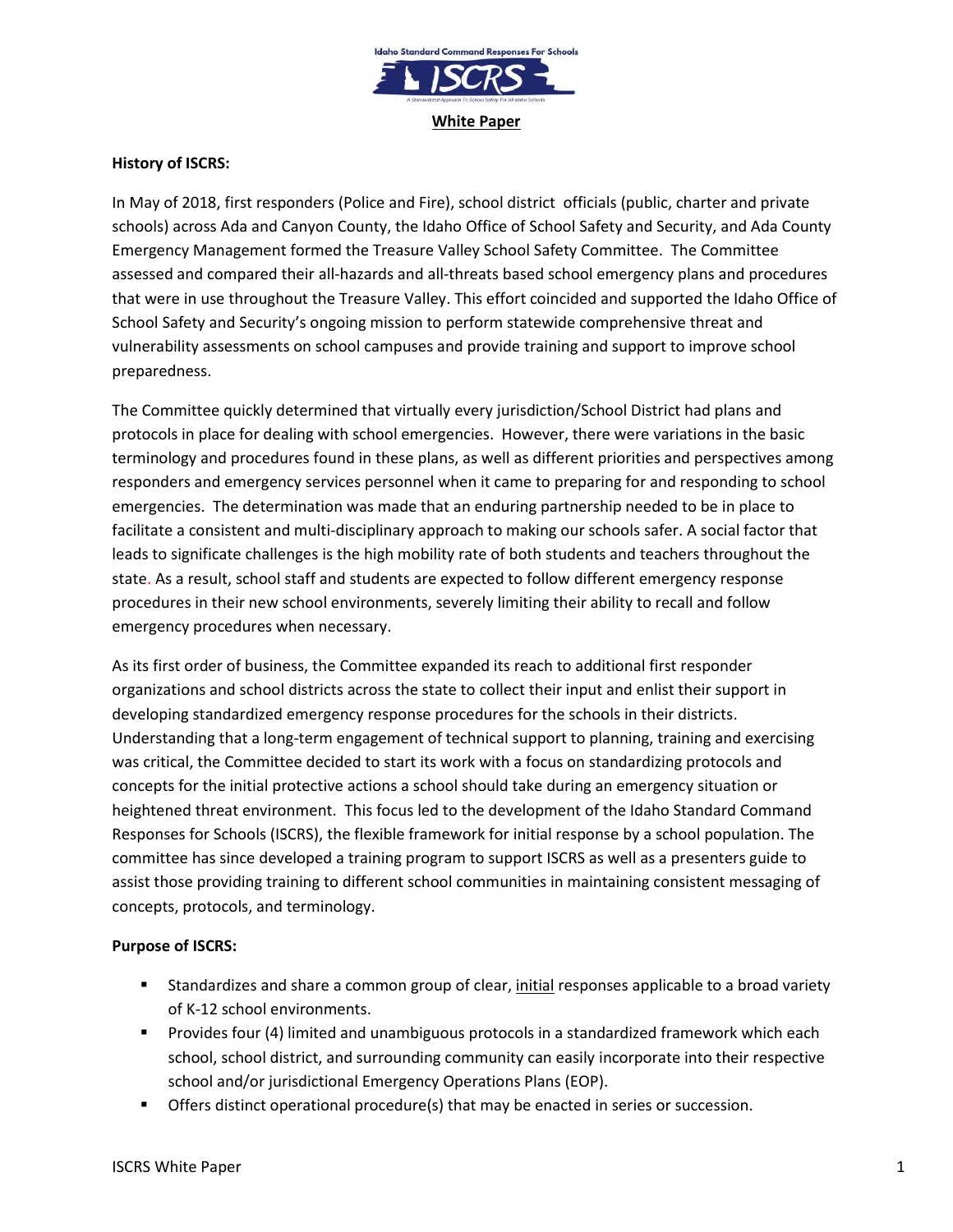**White Paper**

**History of ISCRS:**

In May of 2018, first responders (Police and Fire), school district officials (public, charter and private schools) across Ada and Canyon County, the Idaho Office of School Safety and Security, and Ada County Emergency Management formed the Treasure Valley School Safety Committee. The Committee assessed and compared their all-hazards and all-threats based school emergency plans and procedures that were in use throughout the Treasure Valley. This effort coincided and supported the Idaho Office of School Safety and Security's ongoing mission to perform statewide comprehensive threat and vulnerability assessments on school campuses and provide training and support to improve school preparedness.

The Committee quickly determined that virtually every jurisdiction/School District had plans and protocols in place for dealing with school emergencies. However, there were variations in the basic terminology and procedures found in these plans, as well as different priorities and perspectives among responders and emergency services personnel when it came to preparing for and responding to school emergencies. The determination was made that an enduring partnership needed to be in place to facilitate a consistent and multi-disciplinary approach to making our schools safer. A social factor that leads to significate challenges is the high mobility rate of both students and teachers throughout the state. As a result, school staff and students are expected to follow different emergency response procedures in their new school environments, severely limiting their ability to recall and follow emergency procedures when necessary.

As its first order of business, the Committee expanded its reach to additional first responder organizations and school districts across the state to collect their input and enlist their support in developing standardized emergency response procedures for the schools in their districts. Understanding that a long-term engagement of technical support to planning, training and exercising was critical, the Committee decided to start its work with a focus on standardizing protocols and concepts for the initial protective actions a school should take during an emergency situation or heightened threat environment. This focus led to the development of the Idaho Standard Command Responses for Schools (ISCRS), the flexible framework for initial response by a school population. The committee has since developed a training program to support ISCRS as well as a presenters guide to assist those providing training to different school communities in maintaining consistent messaging of concepts, protocols, and terminology.

**Purpose of ISCRS:**

- Standardizes and share a common group of clear, initial responses applicable to a broad variety of K-12 school environments.
- Provides four (4) limited and unambiguous protocols in a standardized framework which each school, school district, and surrounding community can easily incorporate into their respective school and/or jurisdictional Emergency Operations Plans (EOP).
- Offers distinct operational procedure(s) that may be enacted in series or succession.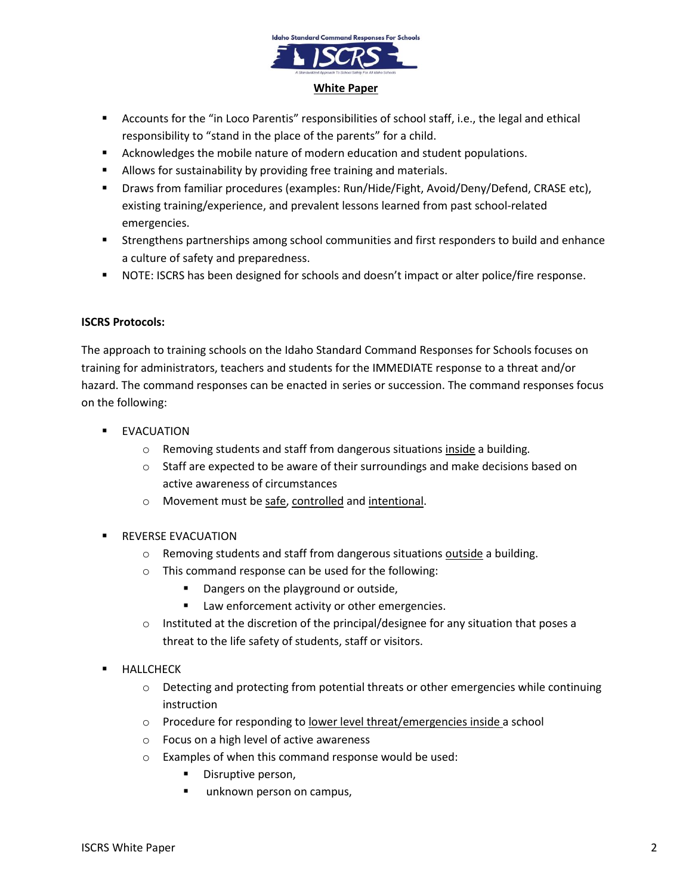- Accounts for the "in Loco Parentis" responsibilities of school staff, i.e., the legal and ethical responsibility to "stand in the place of the parents" for a child.
- Acknowledges the mobile nature of modern education and student populations.
- Allows for sustainability by providing free training and materials.
- Draws from familiar procedures (examples: Run/Hide/Fight, Avoid/Deny/Defend, CRASE etc), existing training/experience, and prevalent lessons learned from past school-related emergencies.
- Strengthens partnerships among school communities and first responders to build and enhance a culture of safety and preparedness.
- NOTE: ISCRS has been designed for schools and doesn't impact or alter police/fire response.

**ISCRS Protocols:**

The approach to training schools on the Idaho Standard Command Responses for Schools focuses on training for administrators, teachers and students for the IMMEDIATE response to a threat and/or hazard. The command responses can be enacted in series or succession. The command responses focus on the following:

- EVACUATION
  - Removing students and staff from dangerous situations <u>inside</u> a building.
  - Staff are expected to be aware of their surroundings and make decisions based on active awareness of circumstances
  - Movement must be <u>safe</u>, <u>controlled</u> and <u>intentional</u>.

- REVERSE EVACUATION
  - Removing students and staff from dangerous situations <u>outside</u> a building.
  - This command response can be used for the following:
    - Dangers on the playground or outside,
    - Law enforcement activity or other emergencies.
  - Instituted at the discretion of the principal/designee for any situation that poses a threat to the life safety of students, staff or visitors.

- HALLCHECK
  - Detecting and protecting from potential threats or other emergencies while continuing instruction
  - Procedure for responding to <u>lower level threat/emergencies inside</u> a school
  - Focus on a high level of active awareness
  - Examples of when this command response would be used:
    - Disruptive person,
    - unknown person on campus,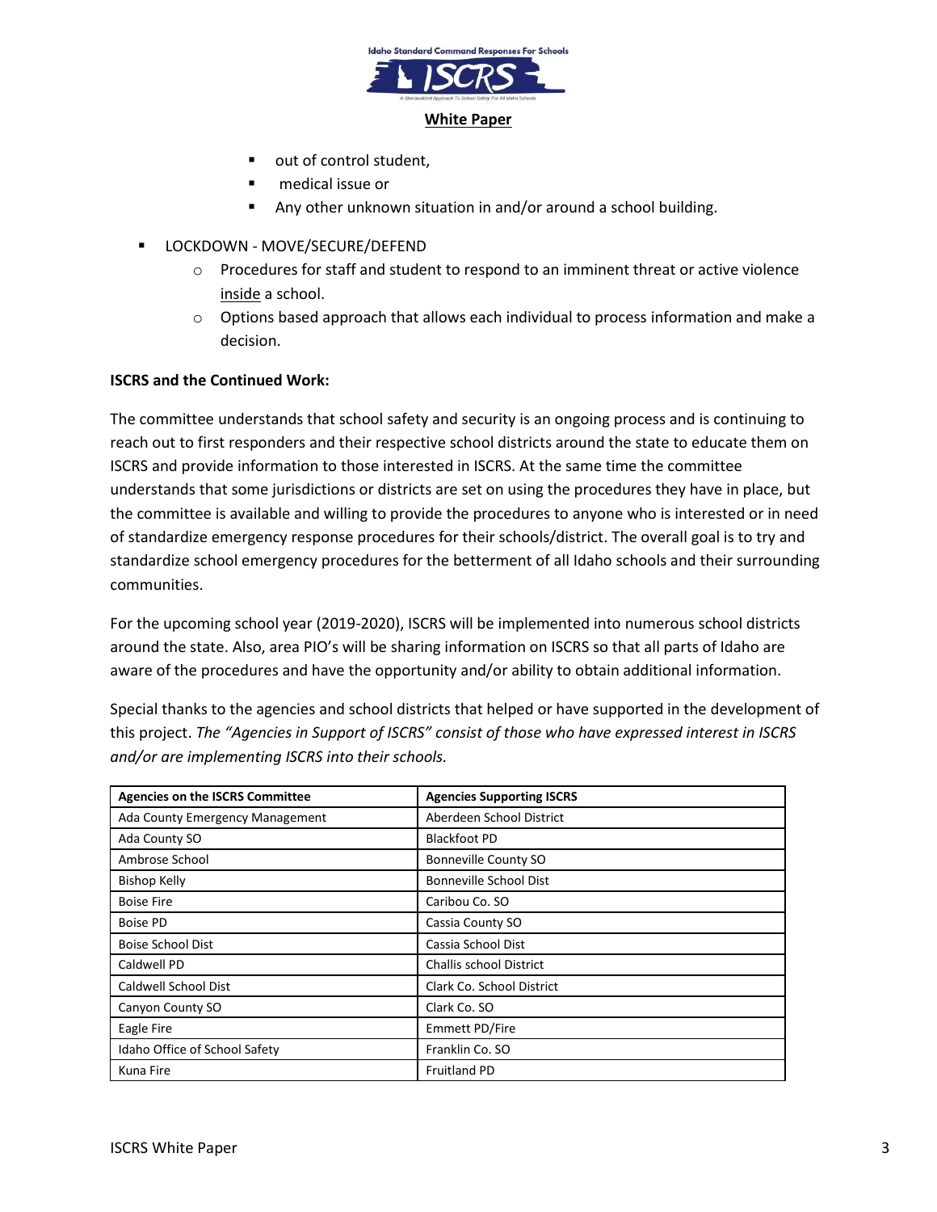- out of control student,
- medical issue or
- Any other unknown situation in and/or around a school building.

- LOCKDOWN - MOVE/SECURE/DEFEND
  - Procedures for staff and student to respond to an imminent threat or active violence inside a school.
  - Options based approach that allows each individual to process information and make a decision.

**ISCRS and the Continued Work:**

The committee understands that school safety and security is an ongoing process and is continuing to reach out to first responders and their respective school districts around the state to educate them on ISCRS and provide information to those interested in ISCRS. At the same time the committee understands that some jurisdictions or districts are set on using the procedures they have in place, but the committee is available and willing to provide the procedures to anyone who is interested or in need of standardize emergency response procedures for their schools/district. The overall goal is to try and standardize school emergency procedures for the betterment of all Idaho schools and their surrounding communities.

For the upcoming school year (2019-2020), ISCRS will be implemented into numerous school districts around the state. Also, area PIO's will be sharing information on ISCRS so that all parts of Idaho are aware of the procedures and have the opportunity and/or ability to obtain additional information.

Special thanks to the agencies and school districts that helped or have supported in the development of this project. *The "Agencies in Support of ISCRS" consist of those who have expressed interest in ISCRS and/or are implementing ISCRS into their schools.*

| Agencies on the ISCRS Committee | Agencies Supporting ISCRS |
|---|---|
| Ada County Emergency Management | Aberdeen School District |
| Ada County SO | Blackfoot PD |
| Ambrose School | Bonneville County SO |
| Bishop Kelly | Bonneville School Dist |
| Boise Fire | Caribou Co. SO |
| Boise PD | Cassia County SO |
| Boise School Dist | Cassia School Dist |
| Caldwell PD | Challis school District |
| Caldwell School Dist | Clark Co. School District |
| Canyon County SO | Clark Co. SO |
| Eagle Fire | Emmett PD/Fire |
| Idaho Office of School Safety | Franklin Co. SO |
| Kuna Fire | Fruitland PD |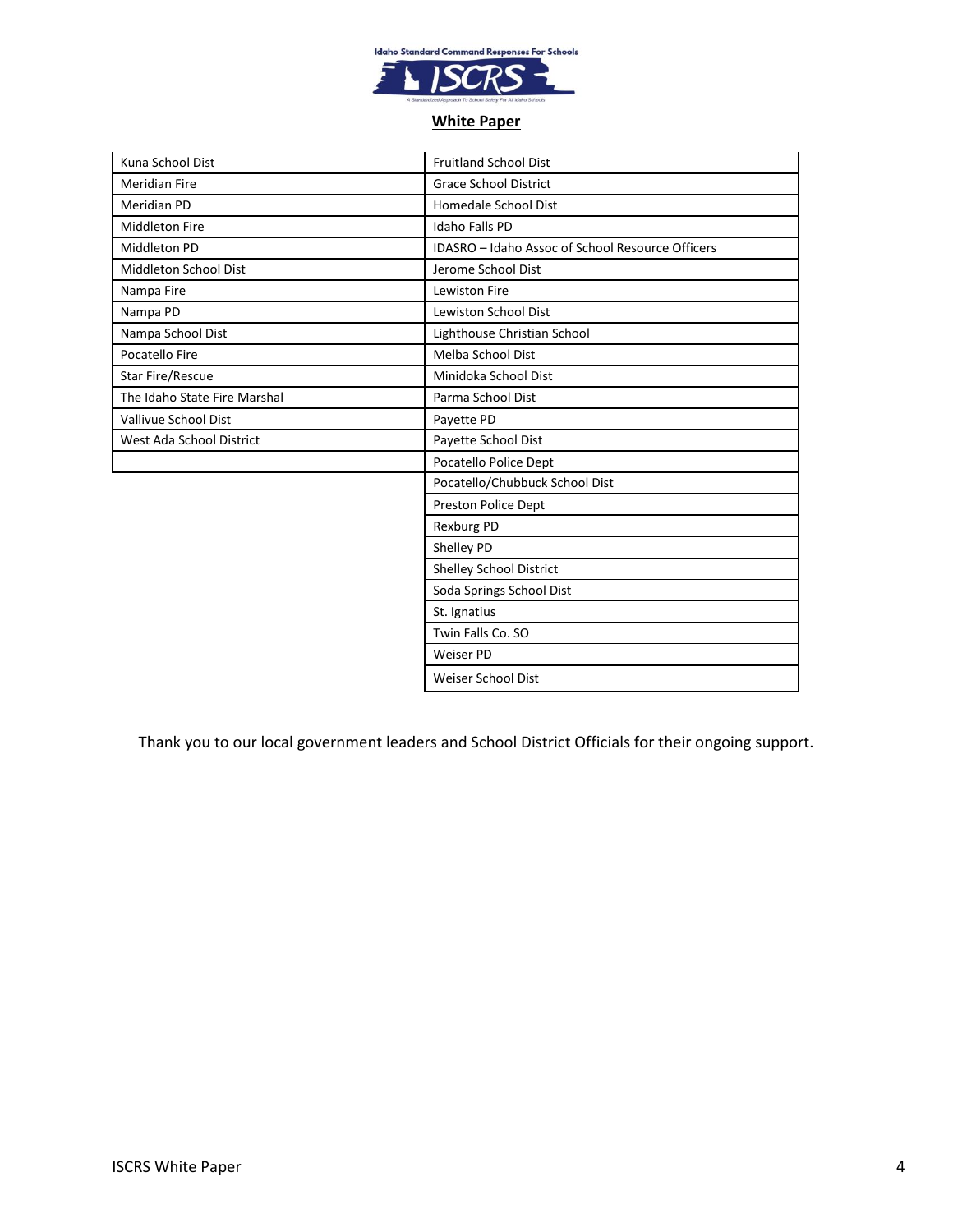**White Paper**

| | |
|---|---|
| Kuna School Dist | Fruitland School Dist |
| Meridian Fire | Grace School District |
| Meridian PD | Homedale School Dist |
| Middleton Fire | Idaho Falls PD |
| Middleton PD | IDASRO – Idaho Assoc of School Resource Officers |
| Middleton School Dist | Jerome School Dist |
| Nampa Fire | Lewiston Fire |
| Nampa PD | Lewiston School Dist |
| Nampa School Dist | Lighthouse Christian School |
| Pocatello Fire | Melba School Dist |
| Star Fire/Rescue | Minidoka School Dist |
| The Idaho State Fire Marshal | Parma School Dist |
| Vallivue School Dist | Payette PD |
| West Ada School District | Payette School Dist |
| | Pocatello Police Dept |
| | Pocatello/Chubbuck School Dist |
| | Preston Police Dept |
| | Rexburg PD |
| | Shelley PD |
| | Shelley School District |
| | Soda Springs School Dist |
| | St. Ignatius |
| | Twin Falls Co. SO |
| | Weiser PD |
| | Weiser School Dist |

Thank you to our local government leaders and School District Officials for their ongoing support.